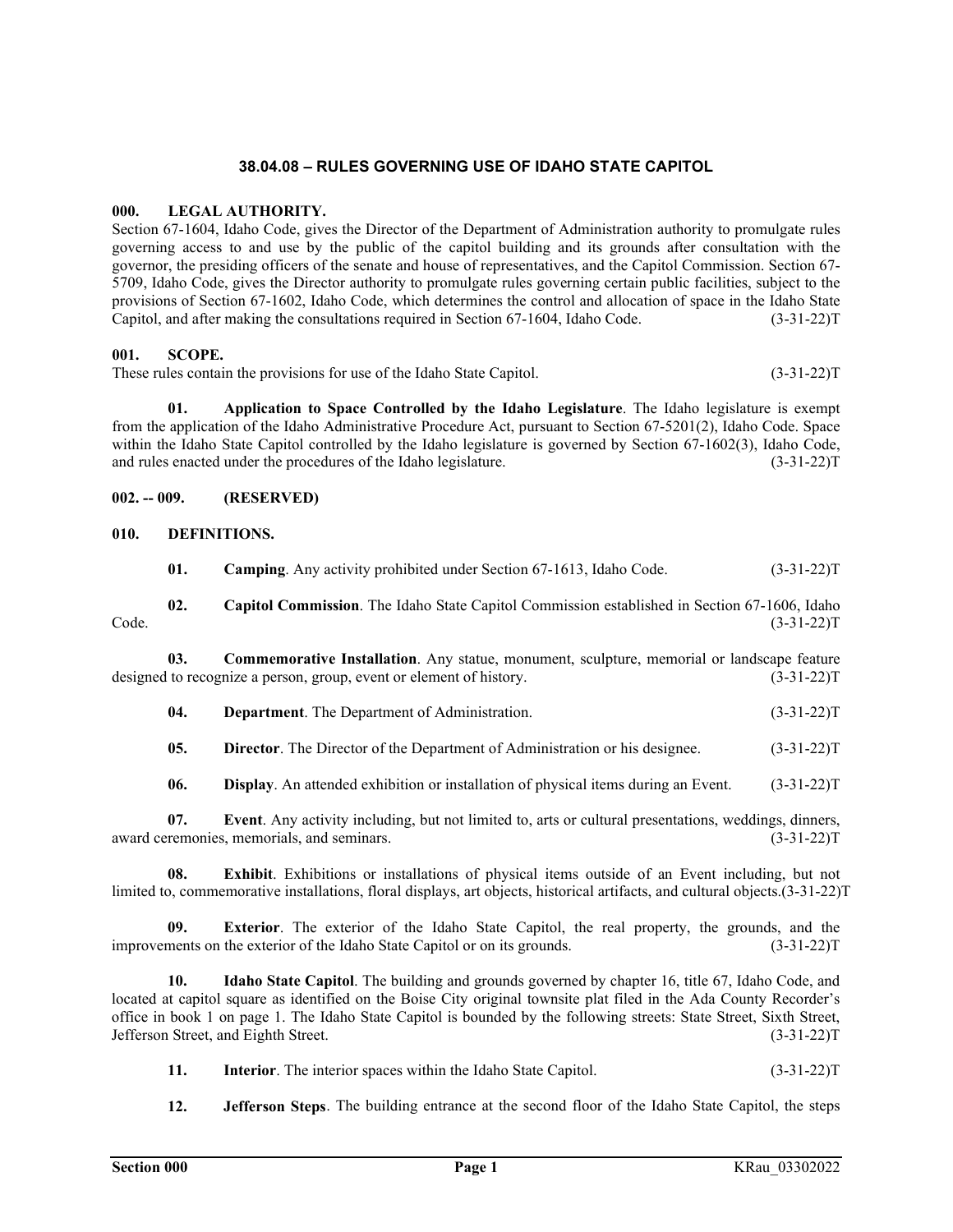# 38.04.08 – RULES GOVERNING USE OF IDAHO STATE CAPITOL

## 000. LEGAL AUTHORITY.

Section 67-1604, Idaho Code, gives the Director of the Department of Administration authority to promulgate rules governing access to and use by the public of the capitol building and its grounds after consultation with the governor, the presiding officers of the senate and house of representatives, and the Capitol Commission. Section 67-5709, Idaho Code, gives the Director authority to promulgate rules governing certain public facilities, subject to the provisions of Section 67-1602, Idaho Code, which determines the control and allocation of space in the Idaho State Capitol, and after making the consultations required in Section 67-1604, Idaho Code. (3-31-22)T

## 001. SCOPE.

These rules contain the provisions for use of the Idaho State Capitol. (3-31-22)T

**01. Application to Space Controlled by the Idaho Legislature**. The Idaho legislature is exempt from the application of the Idaho Administrative Procedure Act, pursuant to Section 67-5201(2), Idaho Code. Space within the Idaho State Capitol controlled by the Idaho legislature is governed by Section 67-1602(3), Idaho Code, and rules enacted under the procedures of the Idaho legislature. (3-31-22)T

## 002. -- 009. (RESERVED)

## 010. DEFINITIONS.

**01. Camping**. Any activity prohibited under Section 67-1613, Idaho Code. (3-31-22)T

**02. Capitol Commission**. The Idaho State Capitol Commission established in Section 67-1606, Idaho Code. (3-31-22)T

**03. Commemorative Installation**. Any statue, monument, sculpture, memorial or landscape feature designed to recognize a person, group, event or element of history. (3-31-22)T

**04. Department**. The Department of Administration. (3-31-22)T

**05. Director**. The Director of the Department of Administration or his designee. (3-31-22)T

**06. Display**. An attended exhibition or installation of physical items during an Event. (3-31-22)T

**07. Event**. Any activity including, but not limited to, arts or cultural presentations, weddings, dinners, award ceremonies, memorials, and seminars. (3-31-22)T

**08. Exhibit**. Exhibitions or installations of physical items outside of an Event including, but not limited to, commemorative installations, floral displays, art objects, historical artifacts, and cultural objects.(3-31-22)T

**09. Exterior**. The exterior of the Idaho State Capitol, the real property, the grounds, and the improvements on the exterior of the Idaho State Capitol or on its grounds. (3-31-22)T

**10. Idaho State Capitol**. The building and grounds governed by chapter 16, title 67, Idaho Code, and located at capitol square as identified on the Boise City original townsite plat filed in the Ada County Recorder's office in book 1 on page 1. The Idaho State Capitol is bounded by the following streets: State Street, Sixth Street, Jefferson Street, and Eighth Street. (3-31-22)T

**11. Interior**. The interior spaces within the Idaho State Capitol. (3-31-22)T

**12. Jefferson Steps**. The building entrance at the second floor of the Idaho State Capitol, the steps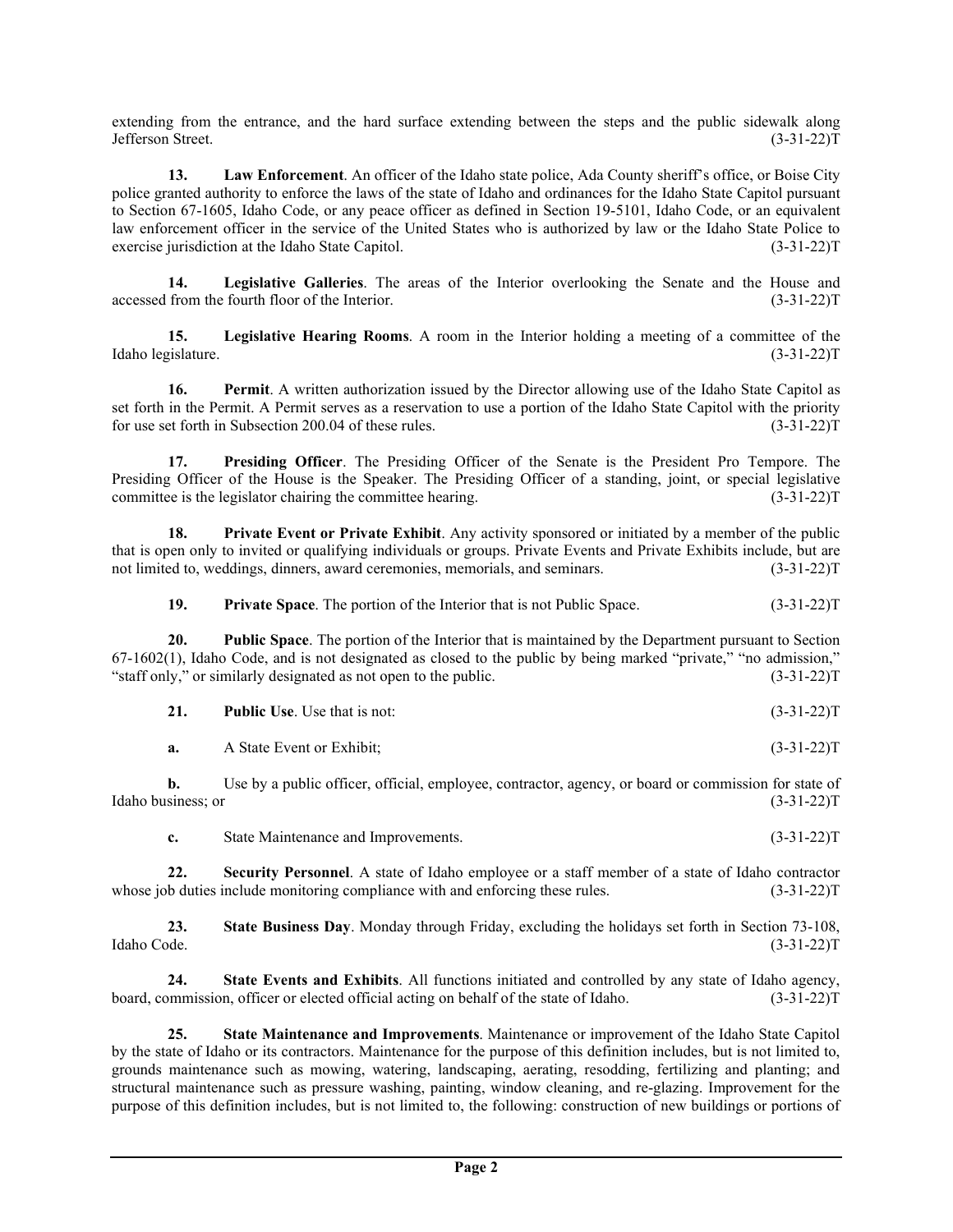extending from the entrance, and the hard surface extending between the steps and the public sidewalk along Jefferson Street. (3-31-22)T

**13. Law Enforcement**. An officer of the Idaho state police, Ada County sheriff's office, or Boise City police granted authority to enforce the laws of the state of Idaho and ordinances for the Idaho State Capitol pursuant to Section 67-1605, Idaho Code, or any peace officer as defined in Section 19-5101, Idaho Code, or an equivalent law enforcement officer in the service of the United States who is authorized by law or the Idaho State Police to exercise jurisdiction at the Idaho State Capitol. (3-31-22)T

**14. Legislative Galleries**. The areas of the Interior overlooking the Senate and the House and accessed from the fourth floor of the Interior. (3-31-22)T

**15. Legislative Hearing Rooms**. A room in the Interior holding a meeting of a committee of the Idaho legislature. (3-31-22)T

**16. Permit**. A written authorization issued by the Director allowing use of the Idaho State Capitol as set forth in the Permit. A Permit serves as a reservation to use a portion of the Idaho State Capitol with the priority for use set forth in Subsection 200.04 of these rules. (3-31-22)T

**17. Presiding Officer**. The Presiding Officer of the Senate is the President Pro Tempore. The Presiding Officer of the House is the Speaker. The Presiding Officer of a standing, joint, or special legislative committee is the legislator chairing the committee hearing. (3-31-22)T

**18. Private Event or Private Exhibit**. Any activity sponsored or initiated by a member of the public that is open only to invited or qualifying individuals or groups. Private Events and Private Exhibits include, but are not limited to, weddings, dinners, award ceremonies, memorials, and seminars. (3-31-22)T

**19. Private Space**. The portion of the Interior that is not Public Space. (3-31-22)T

**20. Public Space**. The portion of the Interior that is maintained by the Department pursuant to Section 67-1602(1), Idaho Code, and is not designated as closed to the public by being marked "private," "no admission," "staff only," or similarly designated as not open to the public. (3-31-22)T

**21. Public Use**. Use that is not: (3-31-22)T

**a.** A State Event or Exhibit; (3-31-22)T

**b.** Use by a public officer, official, employee, contractor, agency, or board or commission for state of Idaho business; or (3-31-22)T

**c.** State Maintenance and Improvements. (3-31-22)T

**22. Security Personnel**. A state of Idaho employee or a staff member of a state of Idaho contractor whose job duties include monitoring compliance with and enforcing these rules. (3-31-22)T

**23. State Business Day**. Monday through Friday, excluding the holidays set forth in Section 73-108, Idaho Code. (3-31-22)T

**24. State Events and Exhibits**. All functions initiated and controlled by any state of Idaho agency, board, commission, officer or elected official acting on behalf of the state of Idaho. (3-31-22)T

**25. State Maintenance and Improvements**. Maintenance or improvement of the Idaho State Capitol by the state of Idaho or its contractors. Maintenance for the purpose of this definition includes, but is not limited to, grounds maintenance such as mowing, watering, landscaping, aerating, resodding, fertilizing and planting; and structural maintenance such as pressure washing, painting, window cleaning, and re-glazing. Improvement for the purpose of this definition includes, but is not limited to, the following: construction of new buildings or portions of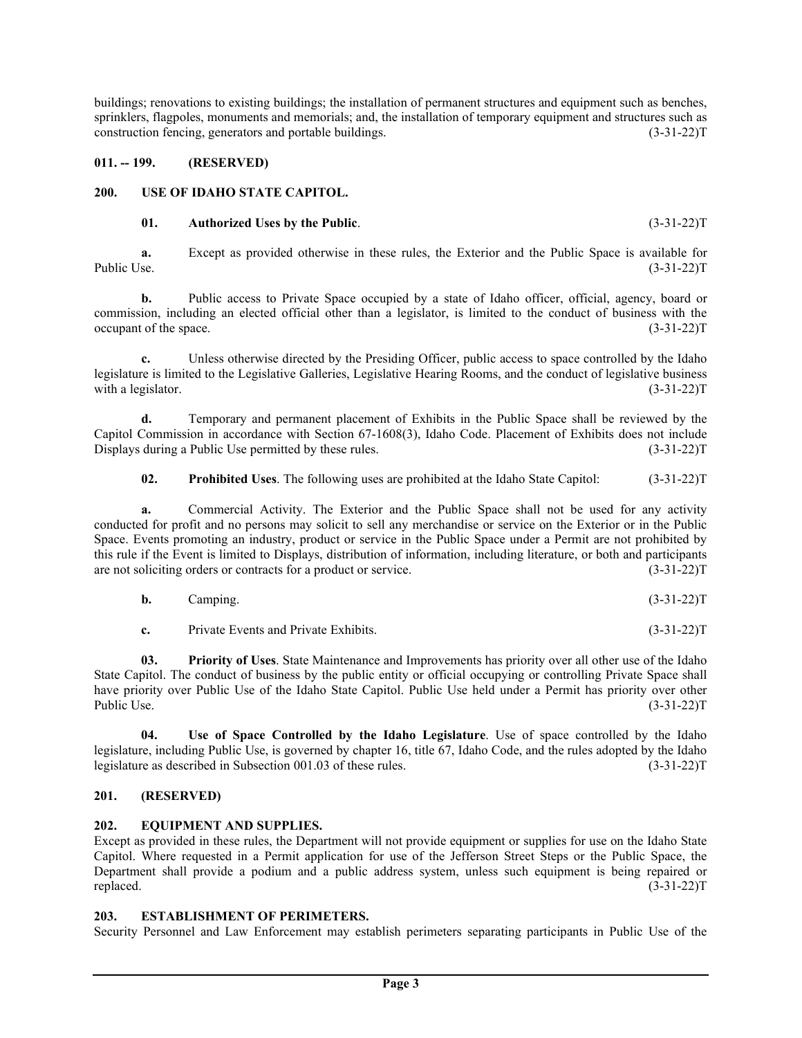buildings; renovations to existing buildings; the installation of permanent structures and equipment such as benches, sprinklers, flagpoles, monuments and memorials; and, the installation of temporary equipment and structures such as construction fencing, generators and portable buildings. (3-31-22)T

**011. -- 199. (RESERVED)**

**200. USE OF IDAHO STATE CAPITOL.**

**01. Authorized Uses by the Public**. (3-31-22)T

**a.** Except as provided otherwise in these rules, the Exterior and the Public Space is available for Public Use. (3-31-22)T

**b.** Public access to Private Space occupied by a state of Idaho officer, official, agency, board or commission, including an elected official other than a legislator, is limited to the conduct of business with the occupant of the space. (3-31-22)T

**c.** Unless otherwise directed by the Presiding Officer, public access to space controlled by the Idaho legislature is limited to the Legislative Galleries, Legislative Hearing Rooms, and the conduct of legislative business with a legislator. (3-31-22)T

**d.** Temporary and permanent placement of Exhibits in the Public Space shall be reviewed by the Capitol Commission in accordance with Section 67-1608(3), Idaho Code. Placement of Exhibits does not include Displays during a Public Use permitted by these rules. (3-31-22)T

**02. Prohibited Uses**. The following uses are prohibited at the Idaho State Capitol: (3-31-22)T

**a.** Commercial Activity. The Exterior and the Public Space shall not be used for any activity conducted for profit and no persons may solicit to sell any merchandise or service on the Exterior or in the Public Space. Events promoting an industry, product or service in the Public Space under a Permit are not prohibited by this rule if the Event is limited to Displays, distribution of information, including literature, or both and participants are not soliciting orders or contracts for a product or service. (3-31-22)T

**b.** Camping. (3-31-22)T

**c.** Private Events and Private Exhibits. (3-31-22)T

**03. Priority of Uses**. State Maintenance and Improvements has priority over all other use of the Idaho State Capitol. The conduct of business by the public entity or official occupying or controlling Private Space shall have priority over Public Use of the Idaho State Capitol. Public Use held under a Permit has priority over other Public Use. (3-31-22)T

**04. Use of Space Controlled by the Idaho Legislature**. Use of space controlled by the Idaho legislature, including Public Use, is governed by chapter 16, title 67, Idaho Code, and the rules adopted by the Idaho legislature as described in Subsection 001.03 of these rules. (3-31-22)T

**201. (RESERVED)**

**202. EQUIPMENT AND SUPPLIES.**

Except as provided in these rules, the Department will not provide equipment or supplies for use on the Idaho State Capitol. Where requested in a Permit application for use of the Jefferson Street Steps or the Public Space, the Department shall provide a podium and a public address system, unless such equipment is being repaired or replaced. (3-31-22)T

**203. ESTABLISHMENT OF PERIMETERS.**

Security Personnel and Law Enforcement may establish perimeters separating participants in Public Use of the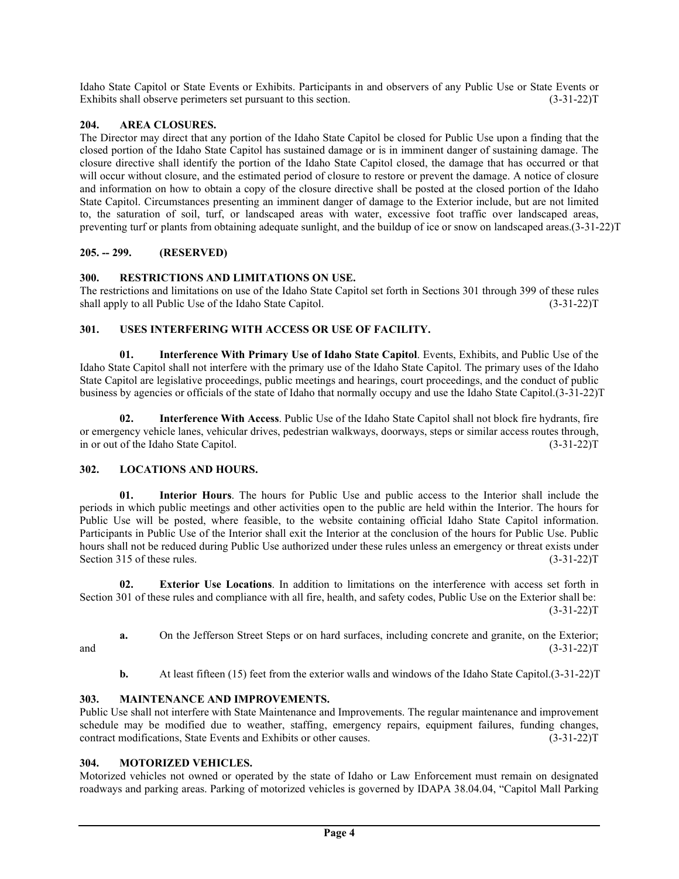Idaho State Capitol or State Events or Exhibits. Participants in and observers of any Public Use or State Events or Exhibits shall observe perimeters set pursuant to this section. (3-31-22)T

## 204. AREA CLOSURES.

The Director may direct that any portion of the Idaho State Capitol be closed for Public Use upon a finding that the closed portion of the Idaho State Capitol has sustained damage or is in imminent danger of sustaining damage. The closure directive shall identify the portion of the Idaho State Capitol closed, the damage that has occurred or that will occur without closure, and the estimated period of closure to restore or prevent the damage. A notice of closure and information on how to obtain a copy of the closure directive shall be posted at the closed portion of the Idaho State Capitol. Circumstances presenting an imminent danger of damage to the Exterior include, but are not limited to, the saturation of soil, turf, or landscaped areas with water, excessive foot traffic over landscaped areas, preventing turf or plants from obtaining adequate sunlight, and the buildup of ice or snow on landscaped areas.(3-31-22)T

## 205. -- 299. (RESERVED)

## 300. RESTRICTIONS AND LIMITATIONS ON USE.

The restrictions and limitations on use of the Idaho State Capitol set forth in Sections 301 through 399 of these rules shall apply to all Public Use of the Idaho State Capitol. (3-31-22)T

## 301. USES INTERFERING WITH ACCESS OR USE OF FACILITY.

**01. Interference With Primary Use of Idaho State Capitol**. Events, Exhibits, and Public Use of the Idaho State Capitol shall not interfere with the primary use of the Idaho State Capitol. The primary uses of the Idaho State Capitol are legislative proceedings, public meetings and hearings, court proceedings, and the conduct of public business by agencies or officials of the state of Idaho that normally occupy and use the Idaho State Capitol.(3-31-22)T

**02. Interference With Access**. Public Use of the Idaho State Capitol shall not block fire hydrants, fire or emergency vehicle lanes, vehicular drives, pedestrian walkways, doorways, steps or similar access routes through, in or out of the Idaho State Capitol. (3-31-22)T

## 302. LOCATIONS AND HOURS.

**01. Interior Hours**. The hours for Public Use and public access to the Interior shall include the periods in which public meetings and other activities open to the public are held within the Interior. The hours for Public Use will be posted, where feasible, to the website containing official Idaho State Capitol information. Participants in Public Use of the Interior shall exit the Interior at the conclusion of the hours for Public Use. Public hours shall not be reduced during Public Use authorized under these rules unless an emergency or threat exists under Section 315 of these rules. (3-31-22)T

**02. Exterior Use Locations**. In addition to limitations on the interference with access set forth in Section 301 of these rules and compliance with all fire, health, and safety codes, Public Use on the Exterior shall be: (3-31-22)T

**a.** On the Jefferson Street Steps or on hard surfaces, including concrete and granite, on the Exterior; and (3-31-22)T

**b.** At least fifteen (15) feet from the exterior walls and windows of the Idaho State Capitol.(3-31-22)T

## 303. MAINTENANCE AND IMPROVEMENTS.

Public Use shall not interfere with State Maintenance and Improvements. The regular maintenance and improvement schedule may be modified due to weather, staffing, emergency repairs, equipment failures, funding changes, contract modifications, State Events and Exhibits or other causes. (3-31-22)T

## 304. MOTORIZED VEHICLES.

Motorized vehicles not owned or operated by the state of Idaho or Law Enforcement must remain on designated roadways and parking areas. Parking of motorized vehicles is governed by IDAPA 38.04.04, "Capitol Mall Parking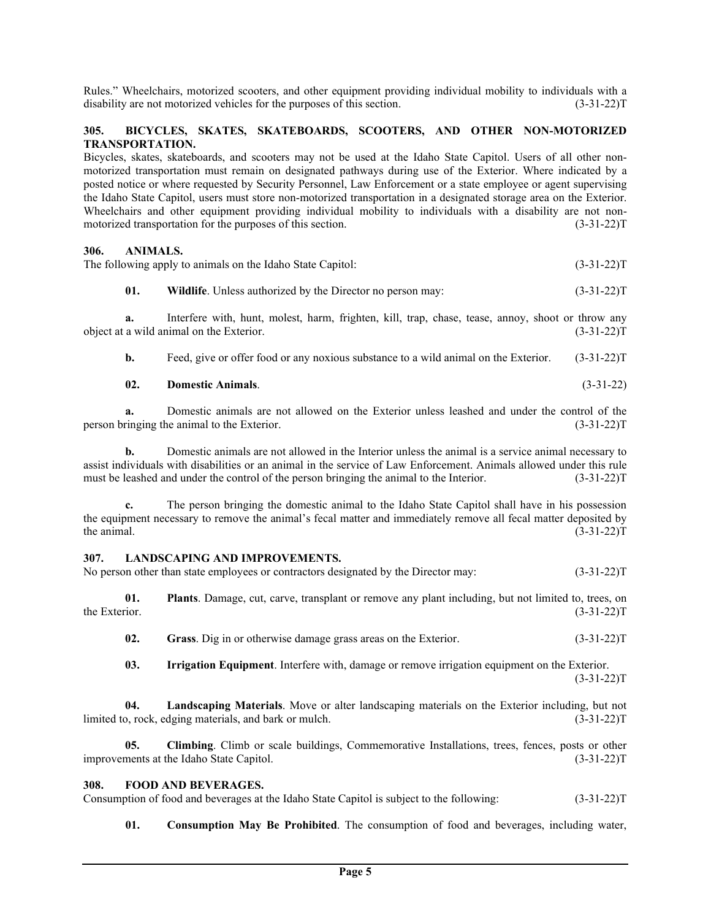Rules." Wheelchairs, motorized scooters, and other equipment providing individual mobility to individuals with a disability are not motorized vehicles for the purposes of this section. (3-31-22)T

### 305. BICYCLES, SKATES, SKATEBOARDS, SCOOTERS, AND OTHER NON-MOTORIZED TRANSPORTATION.

Bicycles, skates, skateboards, and scooters may not be used at the Idaho State Capitol. Users of all other non-motorized transportation must remain on designated pathways during use of the Exterior. Where indicated by a posted notice or where requested by Security Personnel, Law Enforcement or a state employee or agent supervising the Idaho State Capitol, users must store non-motorized transportation in a designated storage area on the Exterior. Wheelchairs and other equipment providing individual mobility to individuals with a disability are not non-motorized transportation for the purposes of this section. (3-31-22)T

### 306. ANIMALS.

The following apply to animals on the Idaho State Capitol: (3-31-22)T

**01. Wildlife**. Unless authorized by the Director no person may: (3-31-22)T

**a.** Interfere with, hunt, molest, harm, frighten, kill, trap, chase, tease, annoy, shoot or throw any object at a wild animal on the Exterior. (3-31-22)T

**b.** Feed, give or offer food or any noxious substance to a wild animal on the Exterior. (3-31-22)T

**02. Domestic Animals**. (3-31-22)

**a.** Domestic animals are not allowed on the Exterior unless leashed and under the control of the person bringing the animal to the Exterior. (3-31-22)T

**b.** Domestic animals are not allowed in the Interior unless the animal is a service animal necessary to assist individuals with disabilities or an animal in the service of Law Enforcement. Animals allowed under this rule must be leashed and under the control of the person bringing the animal to the Interior. (3-31-22)T

**c.** The person bringing the domestic animal to the Idaho State Capitol shall have in his possession the equipment necessary to remove the animal's fecal matter and immediately remove all fecal matter deposited by the animal. (3-31-22)T

### 307. LANDSCAPING AND IMPROVEMENTS.

No person other than state employees or contractors designated by the Director may: (3-31-22)T

**01. Plants**. Damage, cut, carve, transplant or remove any plant including, but not limited to, trees, on the Exterior. (3-31-22)T

**02. Grass**. Dig in or otherwise damage grass areas on the Exterior. (3-31-22)T

**03. Irrigation Equipment**. Interfere with, damage or remove irrigation equipment on the Exterior. (3-31-22)T

**04. Landscaping Materials**. Move or alter landscaping materials on the Exterior including, but not limited to, rock, edging materials, and bark or mulch. (3-31-22)T

**05. Climbing**. Climb or scale buildings, Commemorative Installations, trees, fences, posts or other improvements at the Idaho State Capitol. (3-31-22)T

### 308. FOOD AND BEVERAGES.

Consumption of food and beverages at the Idaho State Capitol is subject to the following: (3-31-22)T

**01. Consumption May Be Prohibited**. The consumption of food and beverages, including water,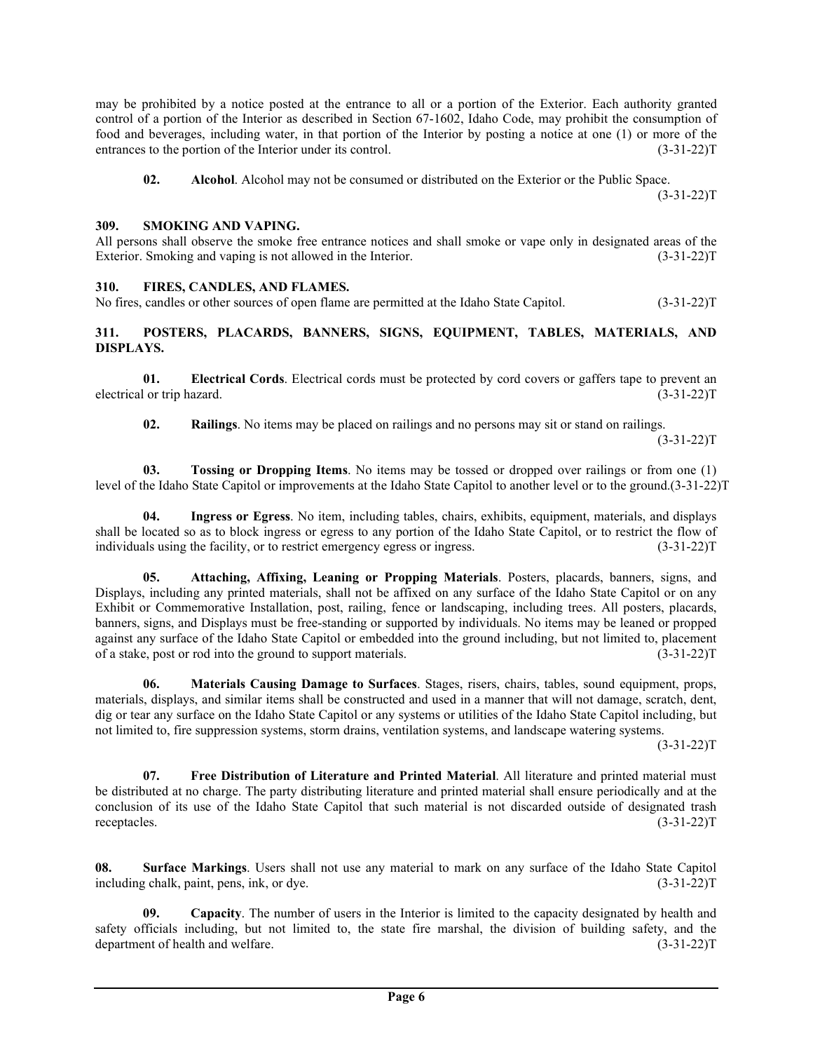may be prohibited by a notice posted at the entrance to all or a portion of the Exterior. Each authority granted control of a portion of the Interior as described in Section 67-1602, Idaho Code, may prohibit the consumption of food and beverages, including water, in that portion of the Interior by posting a notice at one (1) or more of the entrances to the portion of the Interior under its control. (3-31-22)T

**02. Alcohol**. Alcohol may not be consumed or distributed on the Exterior or the Public Space. (3-31-22)T

### 309. SMOKING AND VAPING.

All persons shall observe the smoke free entrance notices and shall smoke or vape only in designated areas of the Exterior. Smoking and vaping is not allowed in the Interior. (3-31-22)T

### 310. FIRES, CANDLES, AND FLAMES.

No fires, candles or other sources of open flame are permitted at the Idaho State Capitol. (3-31-22)T

### 311. POSTERS, PLACARDS, BANNERS, SIGNS, EQUIPMENT, TABLES, MATERIALS, AND DISPLAYS.

**01. Electrical Cords**. Electrical cords must be protected by cord covers or gaffers tape to prevent an electrical or trip hazard. (3-31-22)T

**02. Railings**. No items may be placed on railings and no persons may sit or stand on railings. (3-31-22)T

**03. Tossing or Dropping Items**. No items may be tossed or dropped over railings or from one (1) level of the Idaho State Capitol or improvements at the Idaho State Capitol to another level or to the ground.(3-31-22)T

**04. Ingress or Egress**. No item, including tables, chairs, exhibits, equipment, materials, and displays shall be located so as to block ingress or egress to any portion of the Idaho State Capitol, or to restrict the flow of individuals using the facility, or to restrict emergency egress or ingress. (3-31-22)T

**05. Attaching, Affixing, Leaning or Propping Materials**. Posters, placards, banners, signs, and Displays, including any printed materials, shall not be affixed on any surface of the Idaho State Capitol or on any Exhibit or Commemorative Installation, post, railing, fence or landscaping, including trees. All posters, placards, banners, signs, and Displays must be free-standing or supported by individuals. No items may be leaned or propped against any surface of the Idaho State Capitol or embedded into the ground including, but not limited to, placement of a stake, post or rod into the ground to support materials. (3-31-22)T

**06. Materials Causing Damage to Surfaces**. Stages, risers, chairs, tables, sound equipment, props, materials, displays, and similar items shall be constructed and used in a manner that will not damage, scratch, dent, dig or tear any surface on the Idaho State Capitol or any systems or utilities of the Idaho State Capitol including, but not limited to, fire suppression systems, storm drains, ventilation systems, and landscape watering systems. (3-31-22)T

**07. Free Distribution of Literature and Printed Material**. All literature and printed material must be distributed at no charge. The party distributing literature and printed material shall ensure periodically and at the conclusion of its use of the Idaho State Capitol that such material is not discarded outside of designated trash receptacles. (3-31-22)T

**08. Surface Markings**. Users shall not use any material to mark on any surface of the Idaho State Capitol including chalk, paint, pens, ink, or dye. (3-31-22)T

**09. Capacity**. The number of users in the Interior is limited to the capacity designated by health and safety officials including, but not limited to, the state fire marshal, the division of building safety, and the department of health and welfare. (3-31-22)T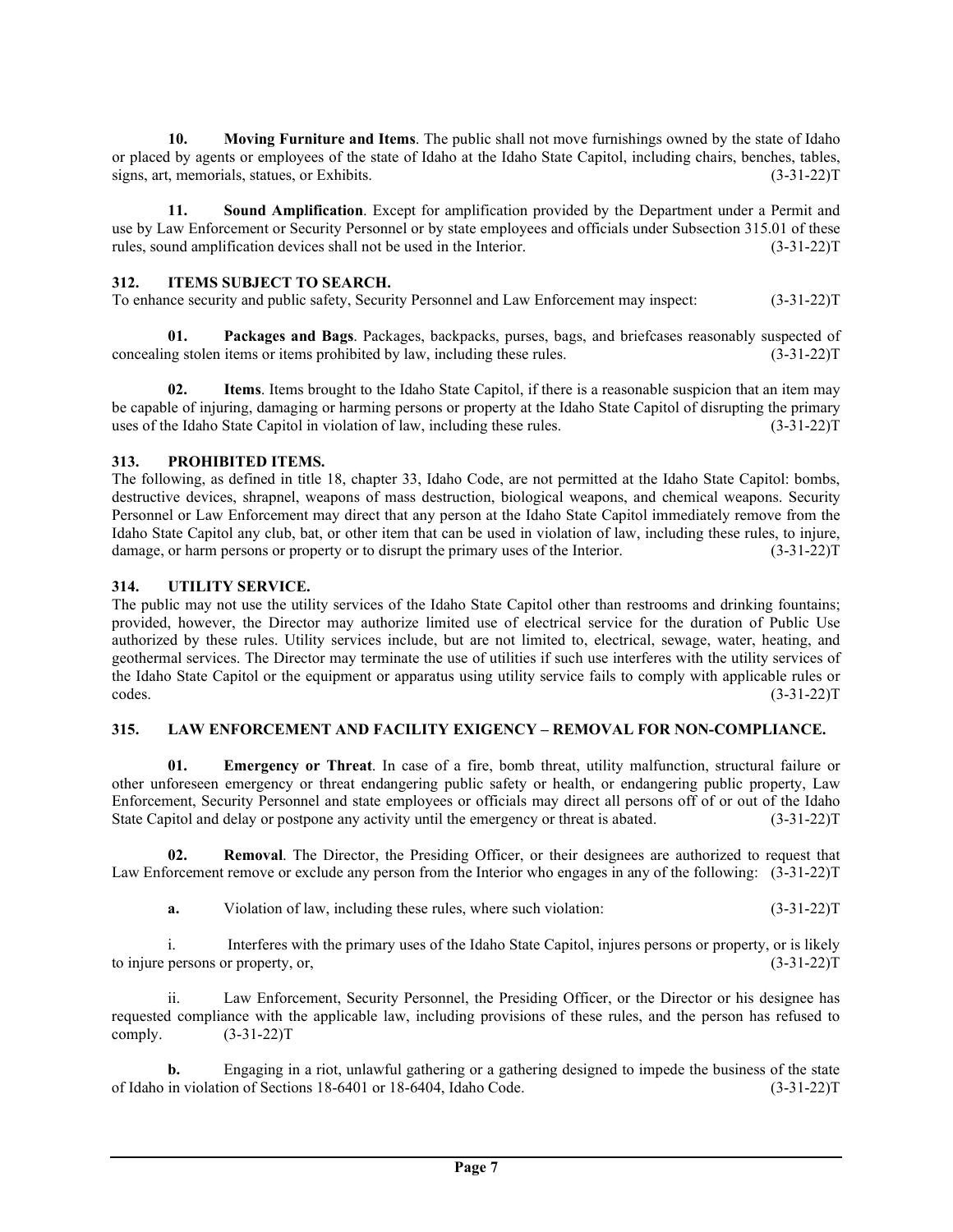**10. Moving Furniture and Items**. The public shall not move furnishings owned by the state of Idaho or placed by agents or employees of the state of Idaho at the Idaho State Capitol, including chairs, benches, tables, signs, art, memorials, statues, or Exhibits. (3-31-22)T

**11. Sound Amplification**. Except for amplification provided by the Department under a Permit and use by Law Enforcement or Security Personnel or by state employees and officials under Subsection 315.01 of these rules, sound amplification devices shall not be used in the Interior. (3-31-22)T

## 312. ITEMS SUBJECT TO SEARCH.

To enhance security and public safety, Security Personnel and Law Enforcement may inspect: (3-31-22)T

**01. Packages and Bags**. Packages, backpacks, purses, bags, and briefcases reasonably suspected of concealing stolen items or items prohibited by law, including these rules. (3-31-22)T

**02. Items**. Items brought to the Idaho State Capitol, if there is a reasonable suspicion that an item may be capable of injuring, damaging or harming persons or property at the Idaho State Capitol of disrupting the primary uses of the Idaho State Capitol in violation of law, including these rules. (3-31-22)T

## 313. PROHIBITED ITEMS.

The following, as defined in title 18, chapter 33, Idaho Code, are not permitted at the Idaho State Capitol: bombs, destructive devices, shrapnel, weapons of mass destruction, biological weapons, and chemical weapons. Security Personnel or Law Enforcement may direct that any person at the Idaho State Capitol immediately remove from the Idaho State Capitol any club, bat, or other item that can be used in violation of law, including these rules, to injure, damage, or harm persons or property or to disrupt the primary uses of the Interior. (3-31-22)T

## 314. UTILITY SERVICE.

The public may not use the utility services of the Idaho State Capitol other than restrooms and drinking fountains; provided, however, the Director may authorize limited use of electrical service for the duration of Public Use authorized by these rules. Utility services include, but are not limited to, electrical, sewage, water, heating, and geothermal services. The Director may terminate the use of utilities if such use interferes with the utility services of the Idaho State Capitol or the equipment or apparatus using utility service fails to comply with applicable rules or codes. (3-31-22)T

## 315. LAW ENFORCEMENT AND FACILITY EXIGENCY – REMOVAL FOR NON-COMPLIANCE.

**01. Emergency or Threat**. In case of a fire, bomb threat, utility malfunction, structural failure or other unforeseen emergency or threat endangering public safety or health, or endangering public property, Law Enforcement, Security Personnel and state employees or officials may direct all persons off of or out of the Idaho State Capitol and delay or postpone any activity until the emergency or threat is abated. (3-31-22)T

**02. Removal**. The Director, the Presiding Officer, or their designees are authorized to request that Law Enforcement remove or exclude any person from the Interior who engages in any of the following: (3-31-22)T

**a.** Violation of law, including these rules, where such violation: (3-31-22)T

i. Interferes with the primary uses of the Idaho State Capitol, injures persons or property, or is likely to injure persons or property, or, (3-31-22)T

ii. Law Enforcement, Security Personnel, the Presiding Officer, or the Director or his designee has requested compliance with the applicable law, including provisions of these rules, and the person has refused to comply. (3-31-22)T

**b.** Engaging in a riot, unlawful gathering or a gathering designed to impede the business of the state of Idaho in violation of Sections 18-6401 or 18-6404, Idaho Code. (3-31-22)T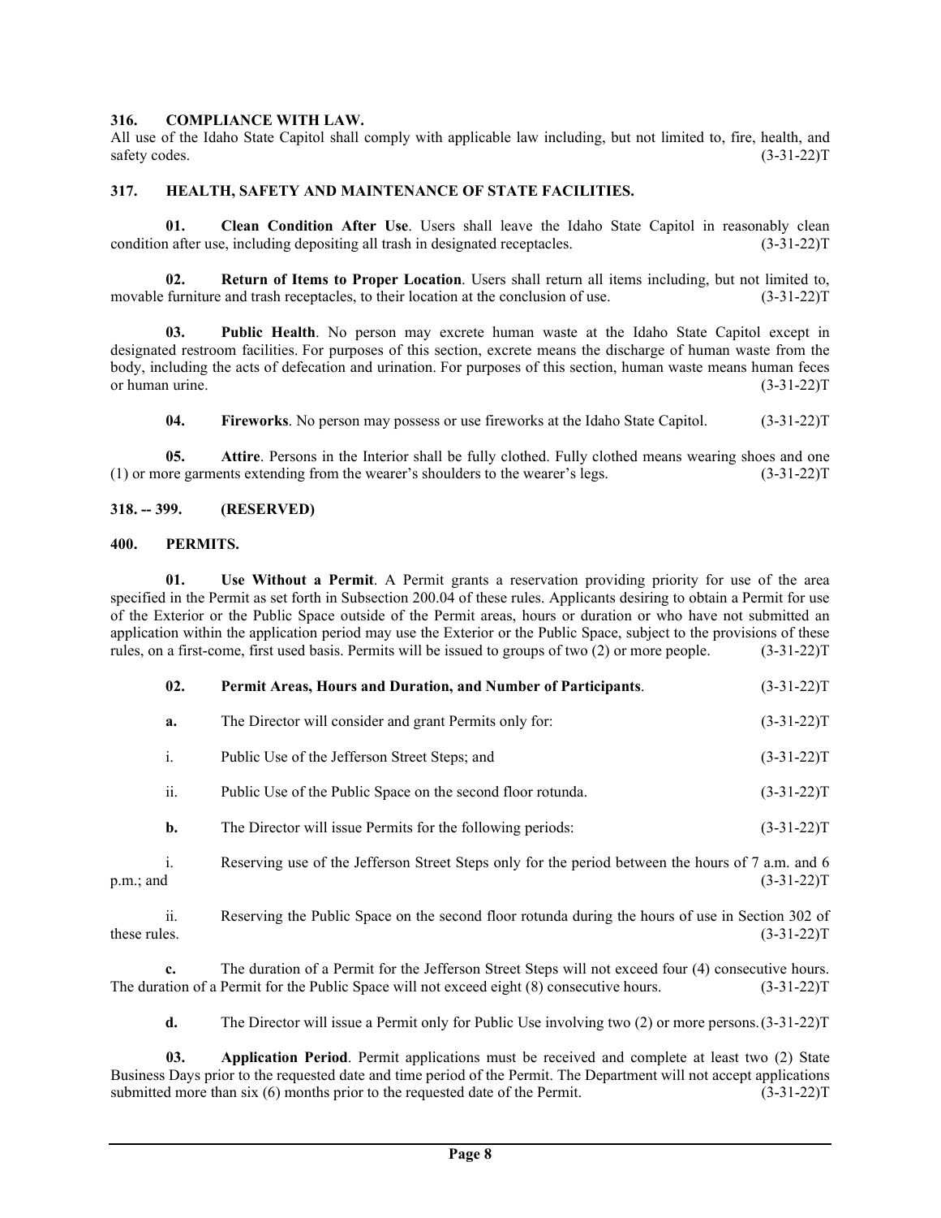**316. COMPLIANCE WITH LAW.**

All use of the Idaho State Capitol shall comply with applicable law including, but not limited to, fire, health, and safety codes. (3-31-22)T

**317. HEALTH, SAFETY AND MAINTENANCE OF STATE FACILITIES.**

**01. Clean Condition After Use**. Users shall leave the Idaho State Capitol in reasonably clean condition after use, including depositing all trash in designated receptacles. (3-31-22)T

**02. Return of Items to Proper Location**. Users shall return all items including, but not limited to, movable furniture and trash receptacles, to their location at the conclusion of use. (3-31-22)T

**03. Public Health**. No person may excrete human waste at the Idaho State Capitol except in designated restroom facilities. For purposes of this section, excrete means the discharge of human waste from the body, including the acts of defecation and urination. For purposes of this section, human waste means human feces or human urine. (3-31-22)T

**04. Fireworks**. No person may possess or use fireworks at the Idaho State Capitol. (3-31-22)T

**05. Attire**. Persons in the Interior shall be fully clothed. Fully clothed means wearing shoes and one (1) or more garments extending from the wearer's shoulders to the wearer's legs. (3-31-22)T

**318. -- 399. (RESERVED)**

**400. PERMITS.**

**01. Use Without a Permit**. A Permit grants a reservation providing priority for use of the area specified in the Permit as set forth in Subsection 200.04 of these rules. Applicants desiring to obtain a Permit for use of the Exterior or the Public Space outside of the Permit areas, hours or duration or who have not submitted an application within the application period may use the Exterior or the Public Space, subject to the provisions of these rules, on a first-come, first used basis. Permits will be issued to groups of two (2) or more people. (3-31-22)T

**02. Permit Areas, Hours and Duration, and Number of Participants**. (3-31-22)T

**a.** The Director will consider and grant Permits only for: (3-31-22)T

i. Public Use of the Jefferson Street Steps; and (3-31-22)T

ii. Public Use of the Public Space on the second floor rotunda. (3-31-22)T

**b.** The Director will issue Permits for the following periods: (3-31-22)T

i. Reserving use of the Jefferson Street Steps only for the period between the hours of 7 a.m. and 6 p.m.; and (3-31-22)T

ii. Reserving the Public Space on the second floor rotunda during the hours of use in Section 302 of these rules. (3-31-22)T

**c.** The duration of a Permit for the Jefferson Street Steps will not exceed four (4) consecutive hours. The duration of a Permit for the Public Space will not exceed eight (8) consecutive hours. (3-31-22)T

**d.** The Director will issue a Permit only for Public Use involving two (2) or more persons. (3-31-22)T

**03. Application Period**. Permit applications must be received and complete at least two (2) State Business Days prior to the requested date and time period of the Permit. The Department will not accept applications submitted more than six (6) months prior to the requested date of the Permit. (3-31-22)T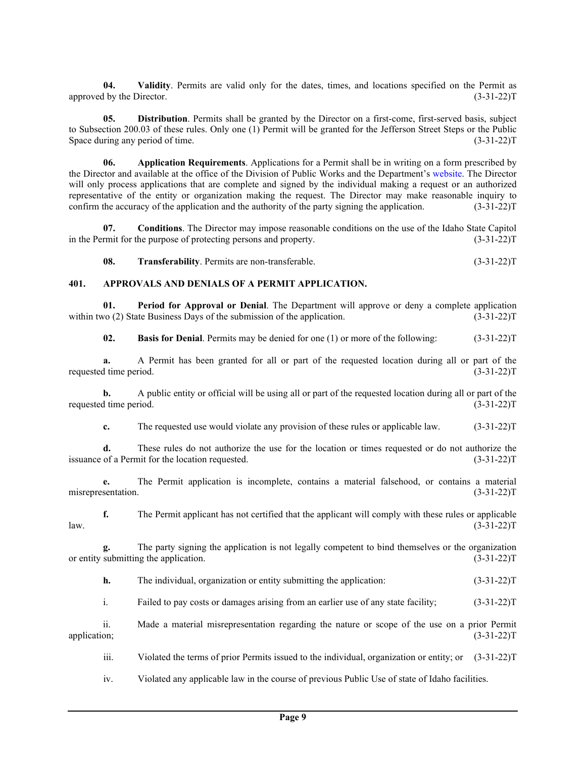**04. Validity**. Permits are valid only for the dates, times, and locations specified on the Permit as approved by the Director. (3-31-22)T

**05. Distribution**. Permits shall be granted by the Director on a first-come, first-served basis, subject to Subsection 200.03 of these rules. Only one (1) Permit will be granted for the Jefferson Street Steps or the Public Space during any period of time. (3-31-22)T

**06. Application Requirements**. Applications for a Permit shall be in writing on a form prescribed by the Director and available at the office of the Division of Public Works and the Department's website. The Director will only process applications that are complete and signed by the individual making a request or an authorized representative of the entity or organization making the request. The Director may make reasonable inquiry to confirm the accuracy of the application and the authority of the party signing the application. (3-31-22)T

**07. Conditions**. The Director may impose reasonable conditions on the use of the Idaho State Capitol in the Permit for the purpose of protecting persons and property. (3-31-22)T

**08. Transferability**. Permits are non-transferable. (3-31-22)T

## 401. APPROVALS AND DENIALS OF A PERMIT APPLICATION.

**01. Period for Approval or Denial**. The Department will approve or deny a complete application within two (2) State Business Days of the submission of the application. (3-31-22)T

**02. Basis for Denial**. Permits may be denied for one (1) or more of the following: (3-31-22)T

**a.** A Permit has been granted for all or part of the requested location during all or part of the requested time period. (3-31-22)T

**b.** A public entity or official will be using all or part of the requested location during all or part of the requested time period. (3-31-22)T

**c.** The requested use would violate any provision of these rules or applicable law. (3-31-22)T

**d.** These rules do not authorize the use for the location or times requested or do not authorize the issuance of a Permit for the location requested. (3-31-22)T

**e.** The Permit application is incomplete, contains a material falsehood, or contains a material misrepresentation. (3-31-22)T

**f.** The Permit applicant has not certified that the applicant will comply with these rules or applicable law. (3-31-22)T

**g.** The party signing the application is not legally competent to bind themselves or the organization or entity submitting the application. (3-31-22)T

**h.** The individual, organization or entity submitting the application: (3-31-22)T

i. Failed to pay costs or damages arising from an earlier use of any state facility; (3-31-22)T

ii. Made a material misrepresentation regarding the nature or scope of the use on a prior Permit application; (3-31-22)T

iii. Violated the terms of prior Permits issued to the individual, organization or entity; or (3-31-22)T

iv. Violated any applicable law in the course of previous Public Use of state of Idaho facilities.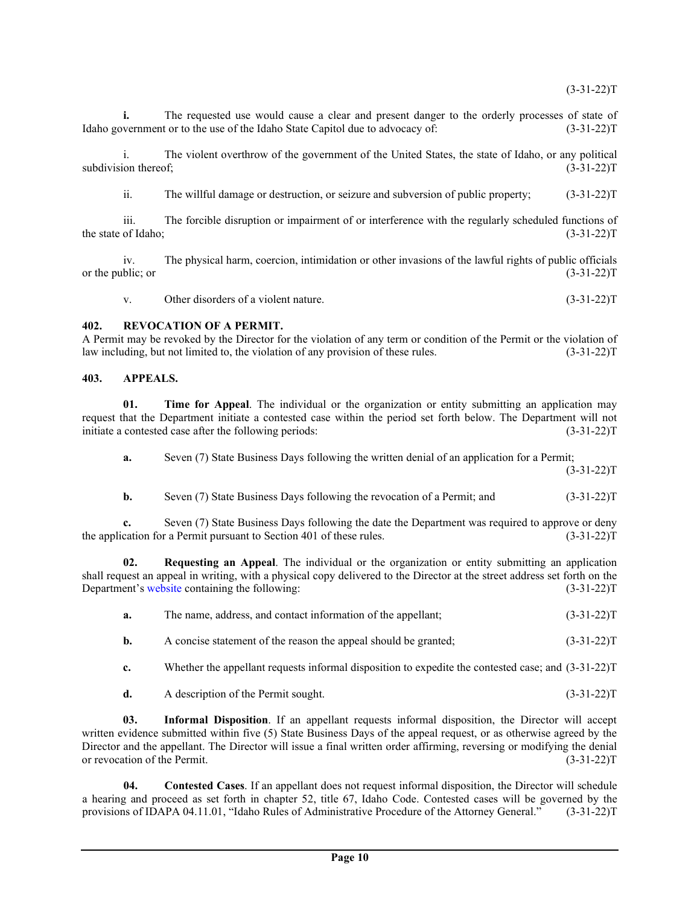(3-31-22)T

**i.** The requested use would cause a clear and present danger to the orderly processes of state of Idaho government or to the use of the Idaho State Capitol due to advocacy of: (3-31-22)T

i. The violent overthrow of the government of the United States, the state of Idaho, or any political subdivision thereof; (3-31-22)T

ii. The willful damage or destruction, or seizure and subversion of public property; (3-31-22)T

iii. The forcible disruption or impairment of or interference with the regularly scheduled functions of the state of Idaho; (3-31-22)T

iv. The physical harm, coercion, intimidation or other invasions of the lawful rights of public officials or the public; or (3-31-22)T

v. Other disorders of a violent nature. (3-31-22)T

**402. REVOCATION OF A PERMIT.**

A Permit may be revoked by the Director for the violation of any term or condition of the Permit or the violation of law including, but not limited to, the violation of any provision of these rules. (3-31-22)T

**403. APPEALS.**

**01. Time for Appeal**. The individual or the organization or entity submitting an application may request that the Department initiate a contested case within the period set forth below. The Department will not initiate a contested case after the following periods: (3-31-22)T

**a.** Seven (7) State Business Days following the written denial of an application for a Permit; (3-31-22)T

**b.** Seven (7) State Business Days following the revocation of a Permit; and (3-31-22)T

**c.** Seven (7) State Business Days following the date the Department was required to approve or deny the application for a Permit pursuant to Section 401 of these rules. (3-31-22)T

**02. Requesting an Appeal**. The individual or the organization or entity submitting an application shall request an appeal in writing, with a physical copy delivered to the Director at the street address set forth on the Department's website containing the following: (3-31-22)T

**a.** The name, address, and contact information of the appellant; (3-31-22)T

**b.** A concise statement of the reason the appeal should be granted; (3-31-22)T

**c.** Whether the appellant requests informal disposition to expedite the contested case; and (3-31-22)T

**d.** A description of the Permit sought. (3-31-22)T

**03. Informal Disposition**. If an appellant requests informal disposition, the Director will accept written evidence submitted within five (5) State Business Days of the appeal request, or as otherwise agreed by the Director and the appellant. The Director will issue a final written order affirming, reversing or modifying the denial or revocation of the Permit. (3-31-22)T

**04. Contested Cases**. If an appellant does not request informal disposition, the Director will schedule a hearing and proceed as set forth in chapter 52, title 67, Idaho Code. Contested cases will be governed by the provisions of IDAPA 04.11.01, "Idaho Rules of Administrative Procedure of the Attorney General." (3-31-22)T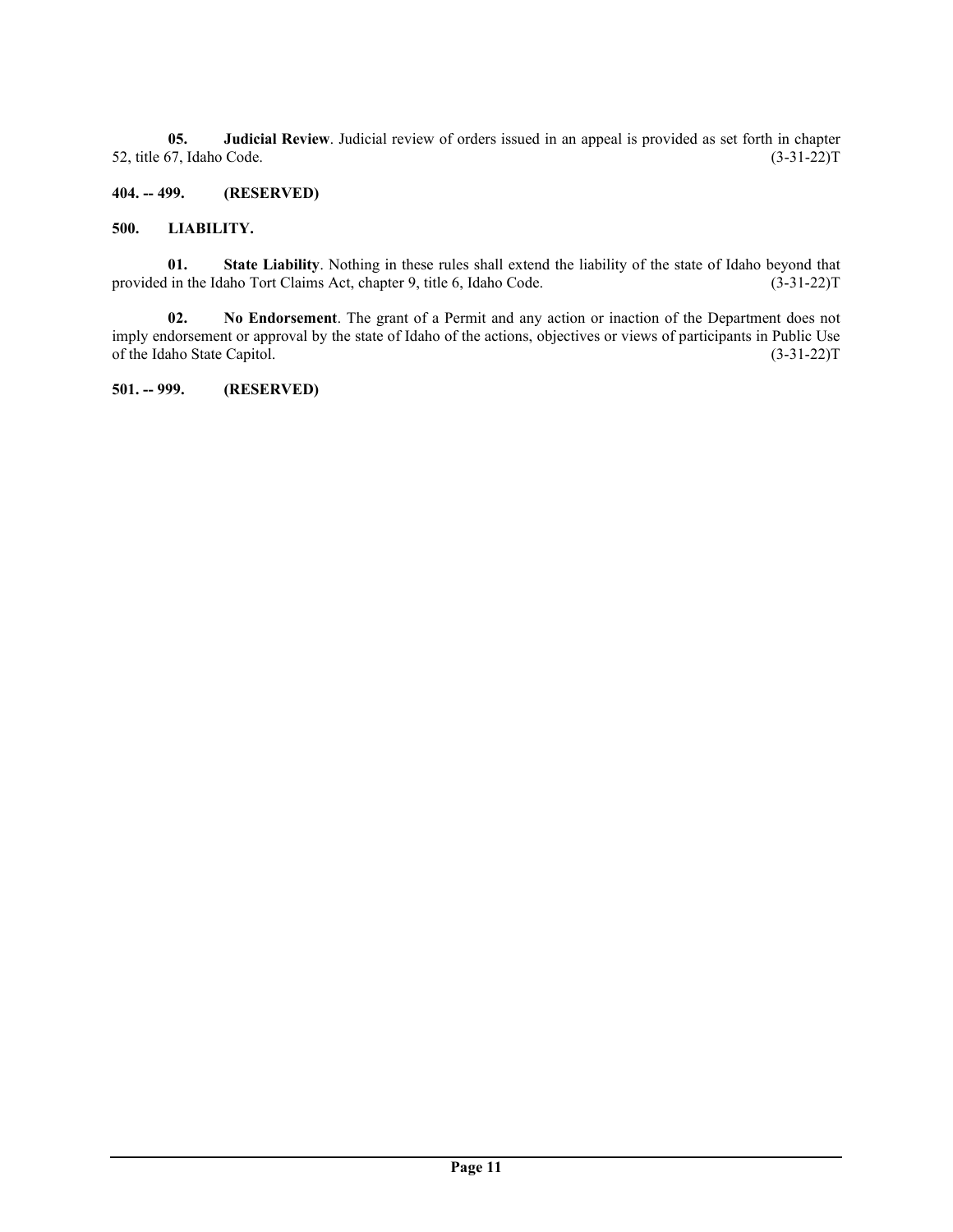**05. Judicial Review**. Judicial review of orders issued in an appeal is provided as set forth in chapter 52, title 67, Idaho Code. (3-31-22)T

**404. -- 499. (RESERVED)**

**500. LIABILITY.**

**01. State Liability**. Nothing in these rules shall extend the liability of the state of Idaho beyond that provided in the Idaho Tort Claims Act, chapter 9, title 6, Idaho Code. (3-31-22)T

**02. No Endorsement**. The grant of a Permit and any action or inaction of the Department does not imply endorsement or approval by the state of Idaho of the actions, objectives or views of participants in Public Use of the Idaho State Capitol. (3-31-22)T

**501. -- 999. (RESERVED)**